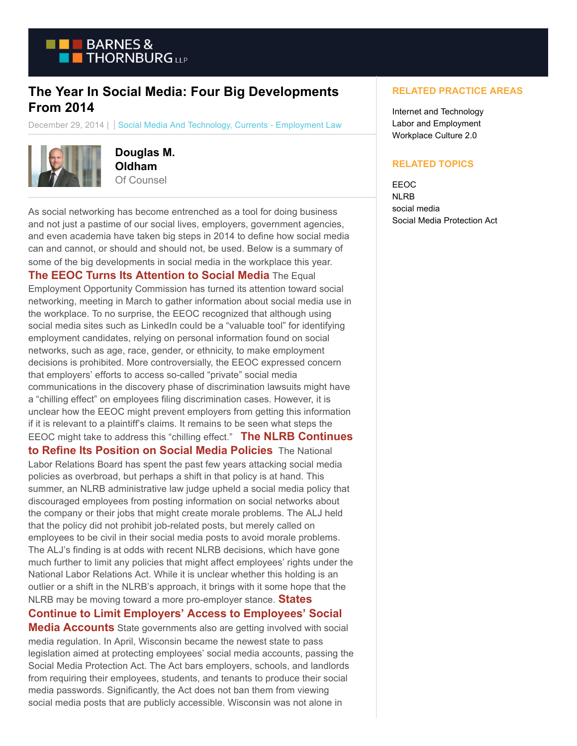# The Year In Social Media: Four Big Developments From 2014

December 29, 2014 | Social Media And Technology, Currents - Employment Law

**Douglas M. Oldham**
Of Counsel

As social networking has become entrenched as a tool for doing business and not just a pastime of our social lives, employers, government agencies, and even academia have taken big steps in 2014 to define how social media can and cannot, or should and should not, be used. Below is a summary of some of the big developments in social media in the workplace this year.

**The EEOC Turns Its Attention to Social Media** The Equal Employment Opportunity Commission has turned its attention toward social networking, meeting in March to gather information about social media use in the workplace. To no surprise, the EEOC recognized that although using social media sites such as LinkedIn could be a "valuable tool" for identifying employment candidates, relying on personal information found on social networks, such as age, race, gender, or ethnicity, to make employment decisions is prohibited. More controversially, the EEOC expressed concern that employers' efforts to access so-called "private" social media communications in the discovery phase of discrimination lawsuits might have a "chilling effect" on employees filing discrimination cases. However, it is unclear how the EEOC might prevent employers from getting this information if it is relevant to a plaintiff's claims. It remains to be seen what steps the EEOC might take to address this "chilling effect."

**The NLRB Continues to Refine Its Position on Social Media Policies** The National Labor Relations Board has spent the past few years attacking social media policies as overbroad, but perhaps a shift in that policy is at hand. This summer, an NLRB administrative law judge upheld a social media policy that discouraged employees from posting information on social networks about the company or their jobs that might create morale problems. The ALJ held that the policy did not prohibit job-related posts, but merely called on employees to be civil in their social media posts to avoid morale problems. The ALJ's finding is at odds with recent NLRB decisions, which have gone much further to limit any policies that might affect employees' rights under the National Labor Relations Act. While it is unclear whether this holding is an outlier or a shift in the NLRB's approach, it brings with it some hope that the NLRB may be moving toward a more pro-employer stance.

**States Continue to Limit Employers' Access to Employees' Social Media Accounts** State governments also are getting involved with social media regulation. In April, Wisconsin became the newest state to pass legislation aimed at protecting employees' social media accounts, passing the Social Media Protection Act. The Act bars employers, schools, and landlords from requiring their employees, students, and tenants to produce their social media passwords. Significantly, the Act does not ban them from viewing social media posts that are publicly accessible. Wisconsin was not alone in

## RELATED PRACTICE AREAS

Internet and Technology
Labor and Employment
Workplace Culture 2.0

## RELATED TOPICS

EEOC
NLRB
social media
Social Media Protection Act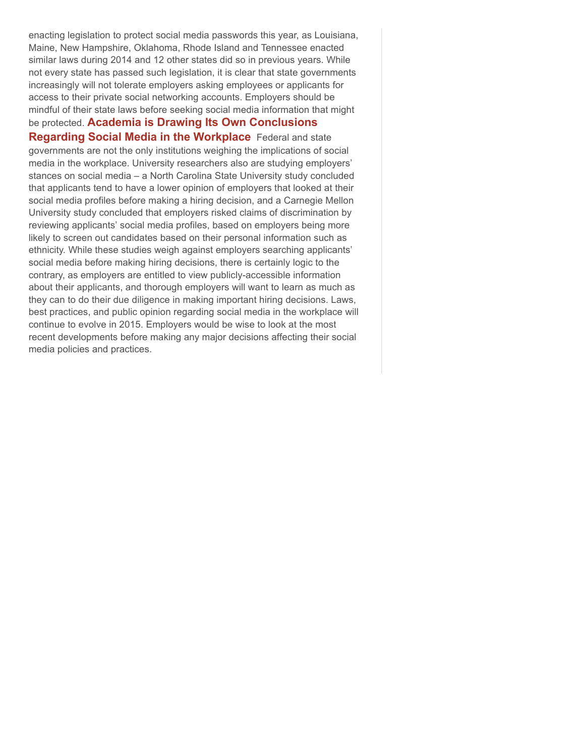enacting legislation to protect social media passwords this year, as Louisiana, Maine, New Hampshire, Oklahoma, Rhode Island and Tennessee enacted similar laws during 2014 and 12 other states did so in previous years. While not every state has passed such legislation, it is clear that state governments increasingly will not tolerate employers asking employees or applicants for access to their private social networking accounts. Employers should be mindful of their state laws before seeking social media information that might be protected.

## Academia is Drawing Its Own Conclusions Regarding Social Media in the Workplace

Federal and state governments are not the only institutions weighing the implications of social media in the workplace. University researchers also are studying employers' stances on social media – a North Carolina State University study concluded that applicants tend to have a lower opinion of employers that looked at their social media profiles before making a hiring decision, and a Carnegie Mellon University study concluded that employers risked claims of discrimination by reviewing applicants' social media profiles, based on employers being more likely to screen out candidates based on their personal information such as ethnicity. While these studies weigh against employers searching applicants' social media before making hiring decisions, there is certainly logic to the contrary, as employers are entitled to view publicly-accessible information about their applicants, and thorough employers will want to learn as much as they can to do their due diligence in making important hiring decisions. Laws, best practices, and public opinion regarding social media in the workplace will continue to evolve in 2015. Employers would be wise to look at the most recent developments before making any major decisions affecting their social media policies and practices.